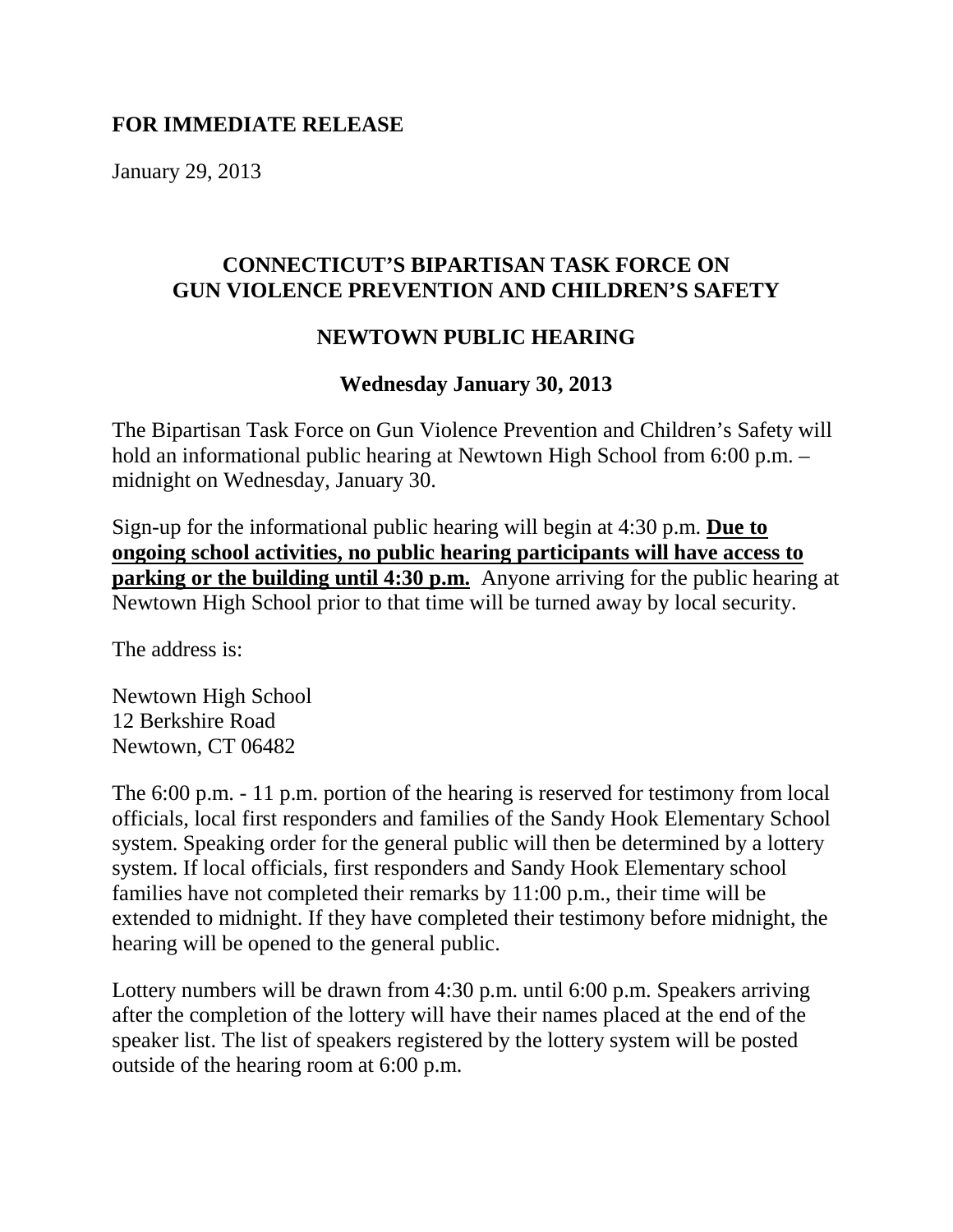**FOR IMMEDIATE RELEASE**

January 29, 2013

## CONNECTICUT'S BIPARTISAN TASK FORCE ON GUN VIOLENCE PREVENTION AND CHILDREN'S SAFETY

### NEWTOWN PUBLIC HEARING

**Wednesday January 30, 2013**

The Bipartisan Task Force on Gun Violence Prevention and Children's Safety will hold an informational public hearing at Newtown High School from 6:00 p.m. – midnight on Wednesday, January 30.

Sign-up for the informational public hearing will begin at 4:30 p.m. **Due to ongoing school activities, no public hearing participants will have access to parking or the building until 4:30 p.m.** Anyone arriving for the public hearing at Newtown High School prior to that time will be turned away by local security.

The address is:

Newtown High School
12 Berkshire Road
Newtown, CT 06482

The 6:00 p.m. - 11 p.m. portion of the hearing is reserved for testimony from local officials, local first responders and families of the Sandy Hook Elementary School system. Speaking order for the general public will then be determined by a lottery system. If local officials, first responders and Sandy Hook Elementary school families have not completed their remarks by 11:00 p.m., their time will be extended to midnight. If they have completed their testimony before midnight, the hearing will be opened to the general public.

Lottery numbers will be drawn from 4:30 p.m. until 6:00 p.m. Speakers arriving after the completion of the lottery will have their names placed at the end of the speaker list. The list of speakers registered by the lottery system will be posted outside of the hearing room at 6:00 p.m.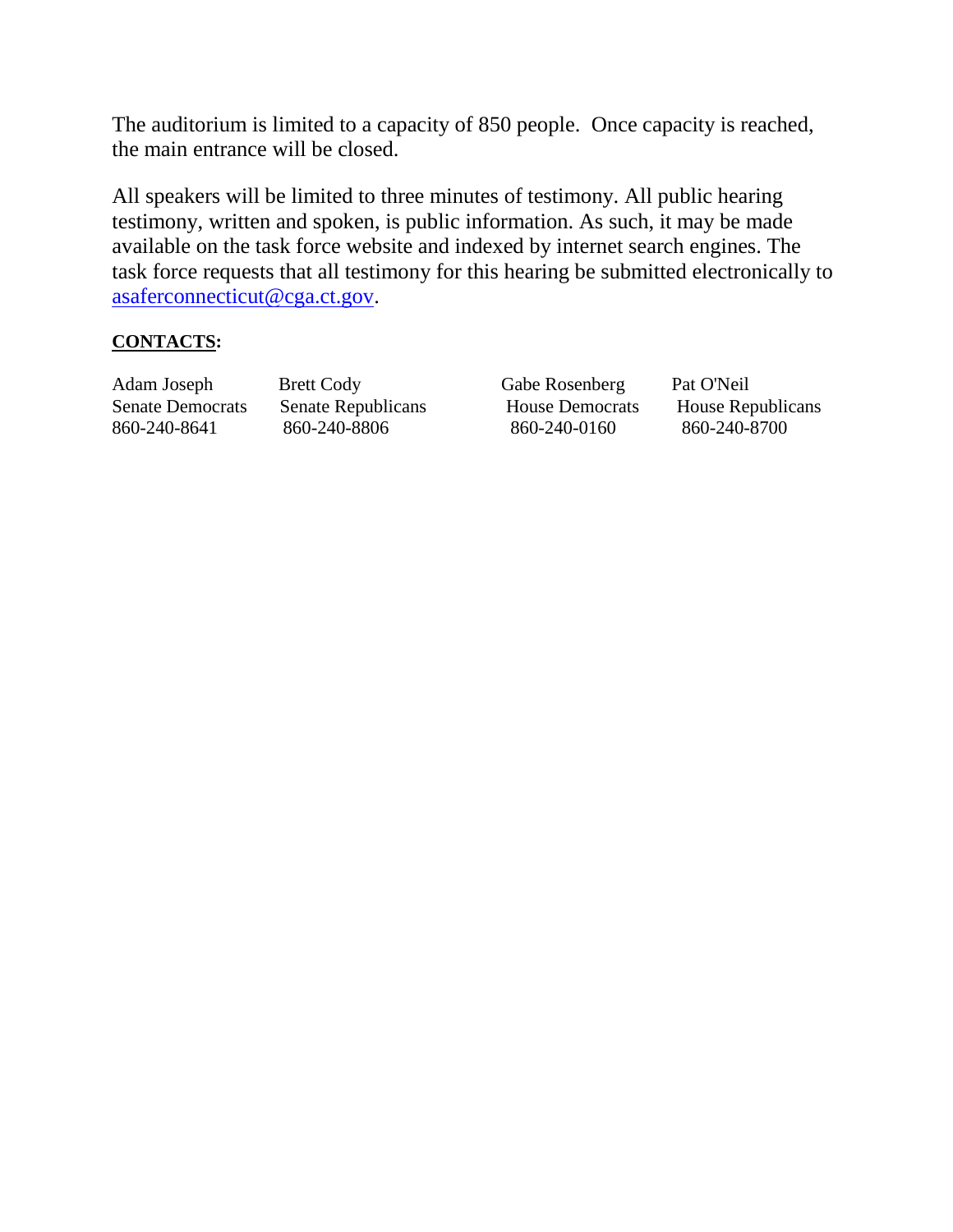The auditorium is limited to a capacity of 850 people. Once capacity is reached, the main entrance will be closed.

All speakers will be limited to three minutes of testimony. All public hearing testimony, written and spoken, is public information. As such, it may be made available on the task force website and indexed by internet search engines. The task force requests that all testimony for this hearing be submitted electronically to asaferconnecticut@cga.ct.gov.

**CONTACTS:**

| | | | |
|---|---|---|---|
| Adam Joseph | Brett Cody | Gabe Rosenberg | Pat O'Neil |
| Senate Democrats | Senate Republicans | House Democrats | House Republicans |
| 860-240-8641 | 860-240-8806 | 860-240-0160 | 860-240-8700 |